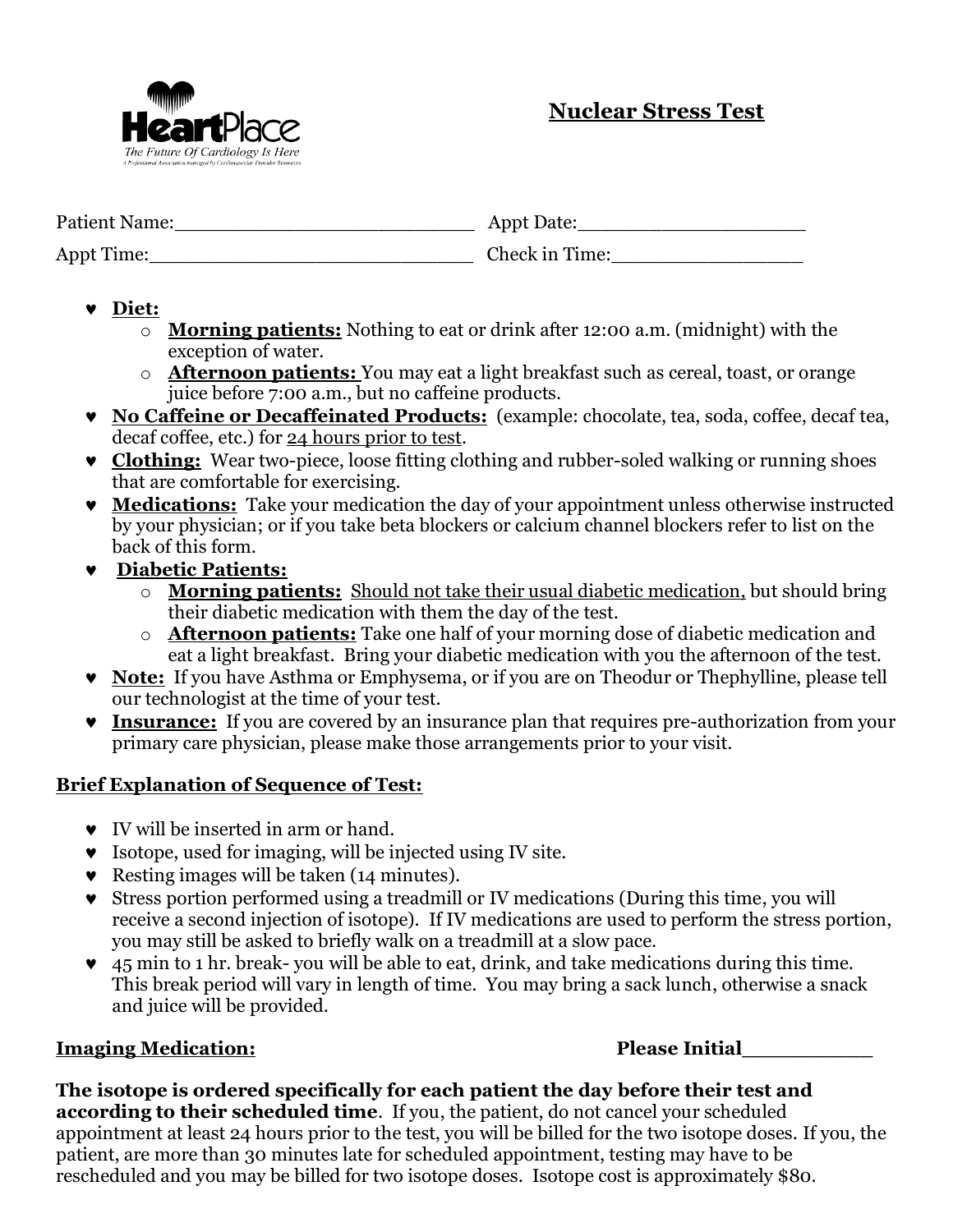**HeartPlace**
*The Future Of Cardiology Is Here*
A Professional Association managed by Cardiovascular Provider Resources

# Nuclear Stress Test

Patient Name:___________________________ Appt Date:____________________

Appt Time:_____________________________ Check in Time:_________________

- **Diet:**
  - **Morning patients:** Nothing to eat or drink after 12:00 a.m. (midnight) with the exception of water.
  - **Afternoon patients:** You may eat a light breakfast such as cereal, toast, or orange juice before 7:00 a.m., but no caffeine products.
- **No Caffeine or Decaffeinated Products:** (example: chocolate, tea, soda, coffee, decaf tea, decaf coffee, etc.) for 24 hours prior to test.
- **Clothing:** Wear two-piece, loose fitting clothing and rubber-soled walking or running shoes that are comfortable for exercising.
- **Medications:** Take your medication the day of your appointment unless otherwise instructed by your physician; or if you take beta blockers or calcium channel blockers refer to list on the back of this form.
- **Diabetic Patients:**
  - **Morning patients:** Should not take their usual diabetic medication, but should bring their diabetic medication with them the day of the test.
  - **Afternoon patients:** Take one half of your morning dose of diabetic medication and eat a light breakfast. Bring your diabetic medication with you the afternoon of the test.
- **Note:** If you have Asthma or Emphysema, or if you are on Theodur or Thephylline, please tell our technologist at the time of your test.
- **Insurance:** If you are covered by an insurance plan that requires pre-authorization from your primary care physician, please make those arrangements prior to your visit.

**Brief Explanation of Sequence of Test:**

- IV will be inserted in arm or hand.
- Isotope, used for imaging, will be injected using IV site.
- Resting images will be taken (14 minutes).
- Stress portion performed using a treadmill or IV medications (During this time, you will receive a second injection of isotope). If IV medications are used to perform the stress portion, you may still be asked to briefly walk on a treadmill at a slow pace.
- 45 min to 1 hr. break- you will be able to eat, drink, and take medications during this time. This break period will vary in length of time. You may bring a sack lunch, otherwise a snack and juice will be provided.

**Imaging Medication:** **Please Initial__________**

**The isotope is ordered specifically for each patient the day before their test and according to their scheduled time**. If you, the patient, do not cancel your scheduled appointment at least 24 hours prior to the test, you will be billed for the two isotope doses. If you, the patient, are more than 30 minutes late for scheduled appointment, testing may have to be rescheduled and you may be billed for two isotope doses. Isotope cost is approximately $80.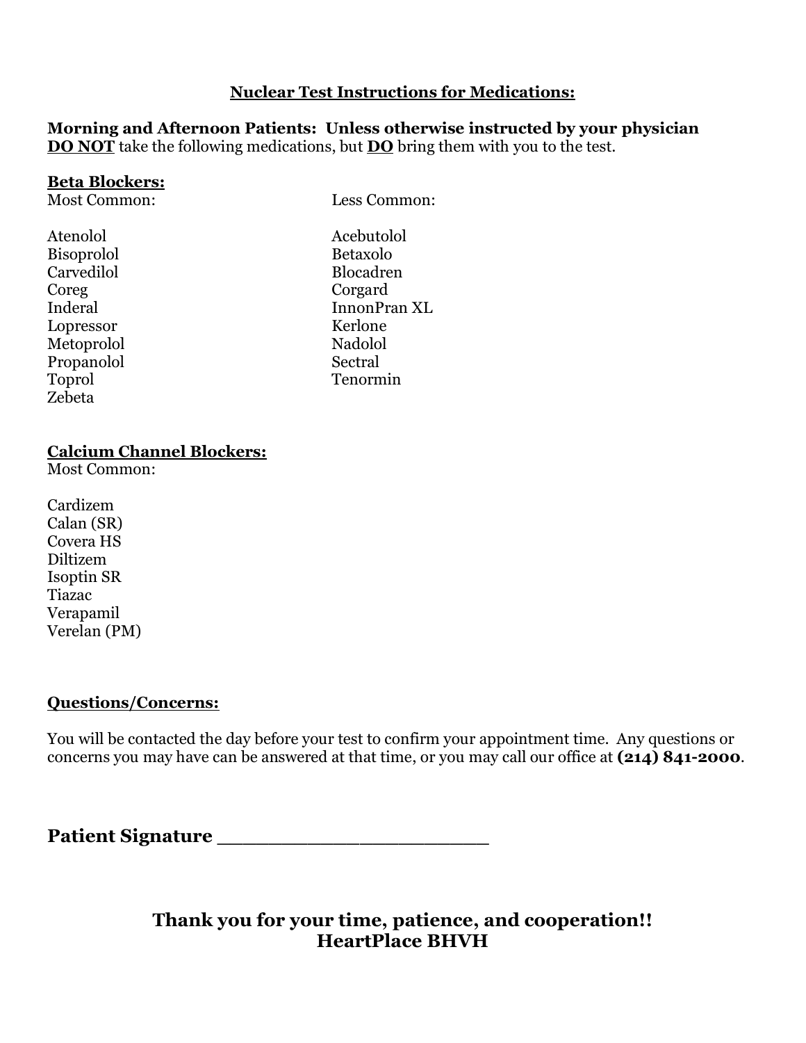## Nuclear Test Instructions for Medications:

**Morning and Afternoon Patients: Unless otherwise instructed by your physician**
**DO NOT** take the following medications, but **DO** bring them with you to the test.

### Beta Blockers:

| Most Common: | Less Common: |
| --- | --- |
| Atenolol | Acebutolol |
| Bisoprolol | Betaxolo |
| Carvedilol | Blocadren |
| Coreg | Corgard |
| Inderal | InnonPran XL |
| Lopressor | Kerlone |
| Metoprolol | Nadolol |
| Propanolol | Sectral |
| Toprol | Tenormin |
| Zebeta | |

### Calcium Channel Blockers:

Most Common:

Cardizem
Calan (SR)
Covera HS
Diltizem
Isoptin SR
Tiazac
Verapamil
Verelan (PM)

### Questions/Concerns:

You will be contacted the day before your test to confirm your appointment time. Any questions or concerns you may have can be answered at that time, or you may call our office at **(214) 841-2000**.

**Patient Signature ______________________**

**Thank you for your time, patience, and cooperation!!**
**HeartPlace BHVH**